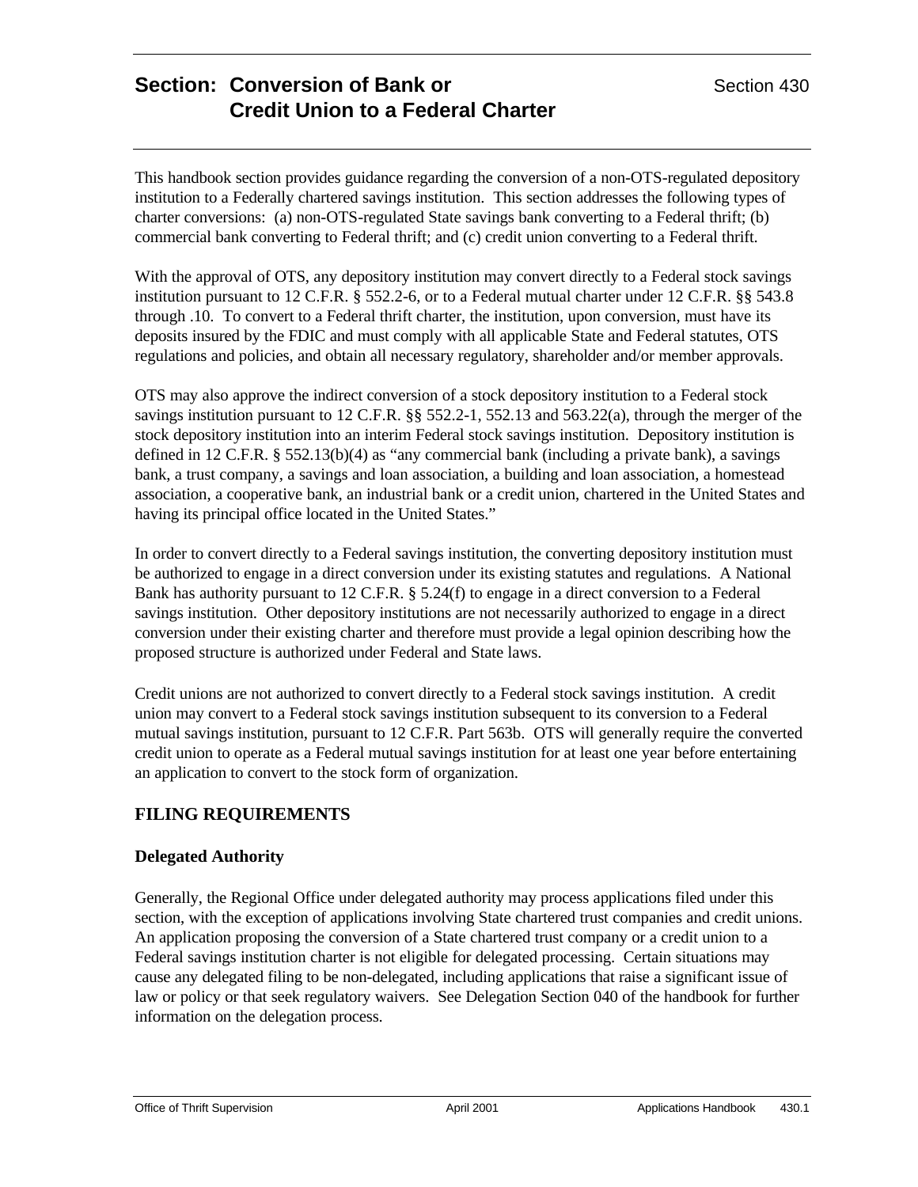# Section: Conversion of Bank or Credit Union to a Federal Charter

Section 430

This handbook section provides guidance regarding the conversion of a non-OTS-regulated depository institution to a Federally chartered savings institution. This section addresses the following types of charter conversions: (a) non-OTS-regulated State savings bank converting to a Federal thrift; (b) commercial bank converting to Federal thrift; and (c) credit union converting to a Federal thrift.

With the approval of OTS, any depository institution may convert directly to a Federal stock savings institution pursuant to 12 C.F.R. § 552.2-6, or to a Federal mutual charter under 12 C.F.R. §§ 543.8 through .10. To convert to a Federal thrift charter, the institution, upon conversion, must have its deposits insured by the FDIC and must comply with all applicable State and Federal statutes, OTS regulations and policies, and obtain all necessary regulatory, shareholder and/or member approvals.

OTS may also approve the indirect conversion of a stock depository institution to a Federal stock savings institution pursuant to 12 C.F.R. §§ 552.2-1, 552.13 and 563.22(a), through the merger of the stock depository institution into an interim Federal stock savings institution. Depository institution is defined in 12 C.F.R. § 552.13(b)(4) as "any commercial bank (including a private bank), a savings bank, a trust company, a savings and loan association, a building and loan association, a homestead association, a cooperative bank, an industrial bank or a credit union, chartered in the United States and having its principal office located in the United States."

In order to convert directly to a Federal savings institution, the converting depository institution must be authorized to engage in a direct conversion under its existing statutes and regulations. A National Bank has authority pursuant to 12 C.F.R. § 5.24(f) to engage in a direct conversion to a Federal savings institution. Other depository institutions are not necessarily authorized to engage in a direct conversion under their existing charter and therefore must provide a legal opinion describing how the proposed structure is authorized under Federal and State laws.

Credit unions are not authorized to convert directly to a Federal stock savings institution. A credit union may convert to a Federal stock savings institution subsequent to its conversion to a Federal mutual savings institution, pursuant to 12 C.F.R. Part 563b. OTS will generally require the converted credit union to operate as a Federal mutual savings institution for at least one year before entertaining an application to convert to the stock form of organization.

## FILING REQUIREMENTS

### Delegated Authority

Generally, the Regional Office under delegated authority may process applications filed under this section, with the exception of applications involving State chartered trust companies and credit unions. An application proposing the conversion of a State chartered trust company or a credit union to a Federal savings institution charter is not eligible for delegated processing. Certain situations may cause any delegated filing to be non-delegated, including applications that raise a significant issue of law or policy or that seek regulatory waivers. See Delegation Section 040 of the handbook for further information on the delegation process.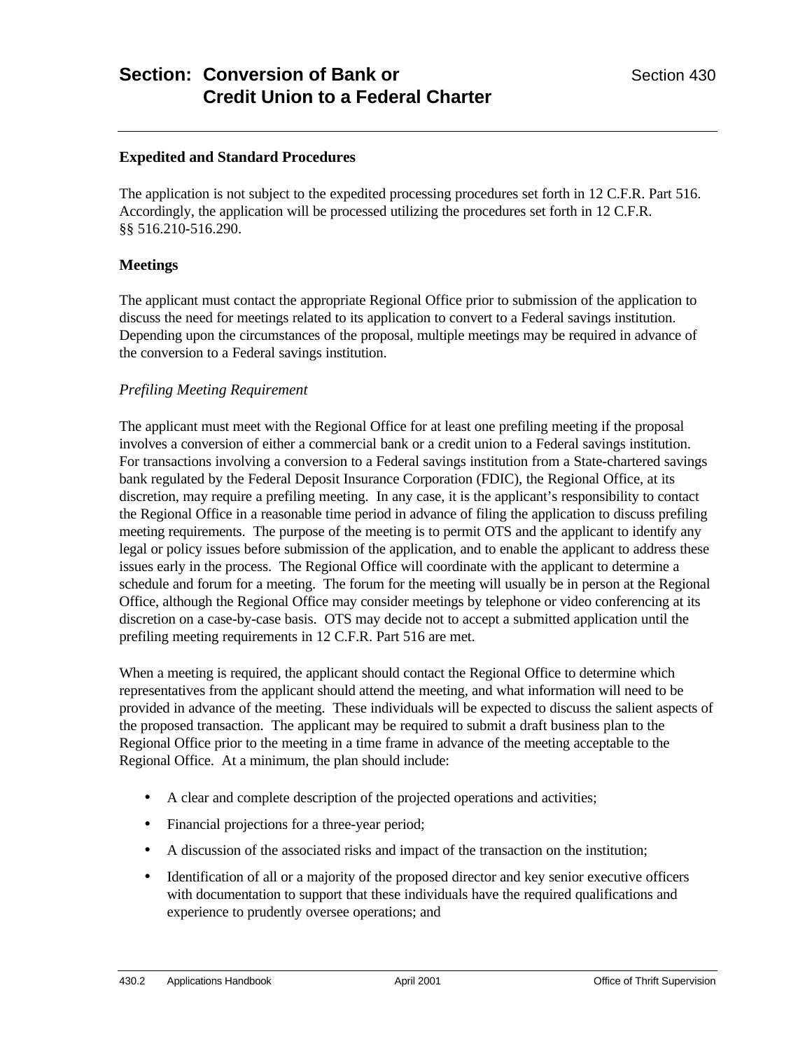# Section: Conversion of Bank or Credit Union to a Federal Charter

## Expedited and Standard Procedures

The application is not subject to the expedited processing procedures set forth in 12 C.F.R. Part 516. Accordingly, the application will be processed utilizing the procedures set forth in 12 C.F.R. §§ 516.210-516.290.

## Meetings

The applicant must contact the appropriate Regional Office prior to submission of the application to discuss the need for meetings related to its application to convert to a Federal savings institution. Depending upon the circumstances of the proposal, multiple meetings may be required in advance of the conversion to a Federal savings institution.

### *Prefiling Meeting Requirement*

The applicant must meet with the Regional Office for at least one prefiling meeting if the proposal involves a conversion of either a commercial bank or a credit union to a Federal savings institution. For transactions involving a conversion to a Federal savings institution from a State-chartered savings bank regulated by the Federal Deposit Insurance Corporation (FDIC), the Regional Office, at its discretion, may require a prefiling meeting. In any case, it is the applicant's responsibility to contact the Regional Office in a reasonable time period in advance of filing the application to discuss prefiling meeting requirements. The purpose of the meeting is to permit OTS and the applicant to identify any legal or policy issues before submission of the application, and to enable the applicant to address these issues early in the process. The Regional Office will coordinate with the applicant to determine a schedule and forum for a meeting. The forum for the meeting will usually be in person at the Regional Office, although the Regional Office may consider meetings by telephone or video conferencing at its discretion on a case-by-case basis. OTS may decide not to accept a submitted application until the prefiling meeting requirements in 12 C.F.R. Part 516 are met.

When a meeting is required, the applicant should contact the Regional Office to determine which representatives from the applicant should attend the meeting, and what information will need to be provided in advance of the meeting. These individuals will be expected to discuss the salient aspects of the proposed transaction. The applicant may be required to submit a draft business plan to the Regional Office prior to the meeting in a time frame in advance of the meeting acceptable to the Regional Office. At a minimum, the plan should include:

- A clear and complete description of the projected operations and activities;
- Financial projections for a three-year period;
- A discussion of the associated risks and impact of the transaction on the institution;
- Identification of all or a majority of the proposed director and key senior executive officers with documentation to support that these individuals have the required qualifications and experience to prudently oversee operations; and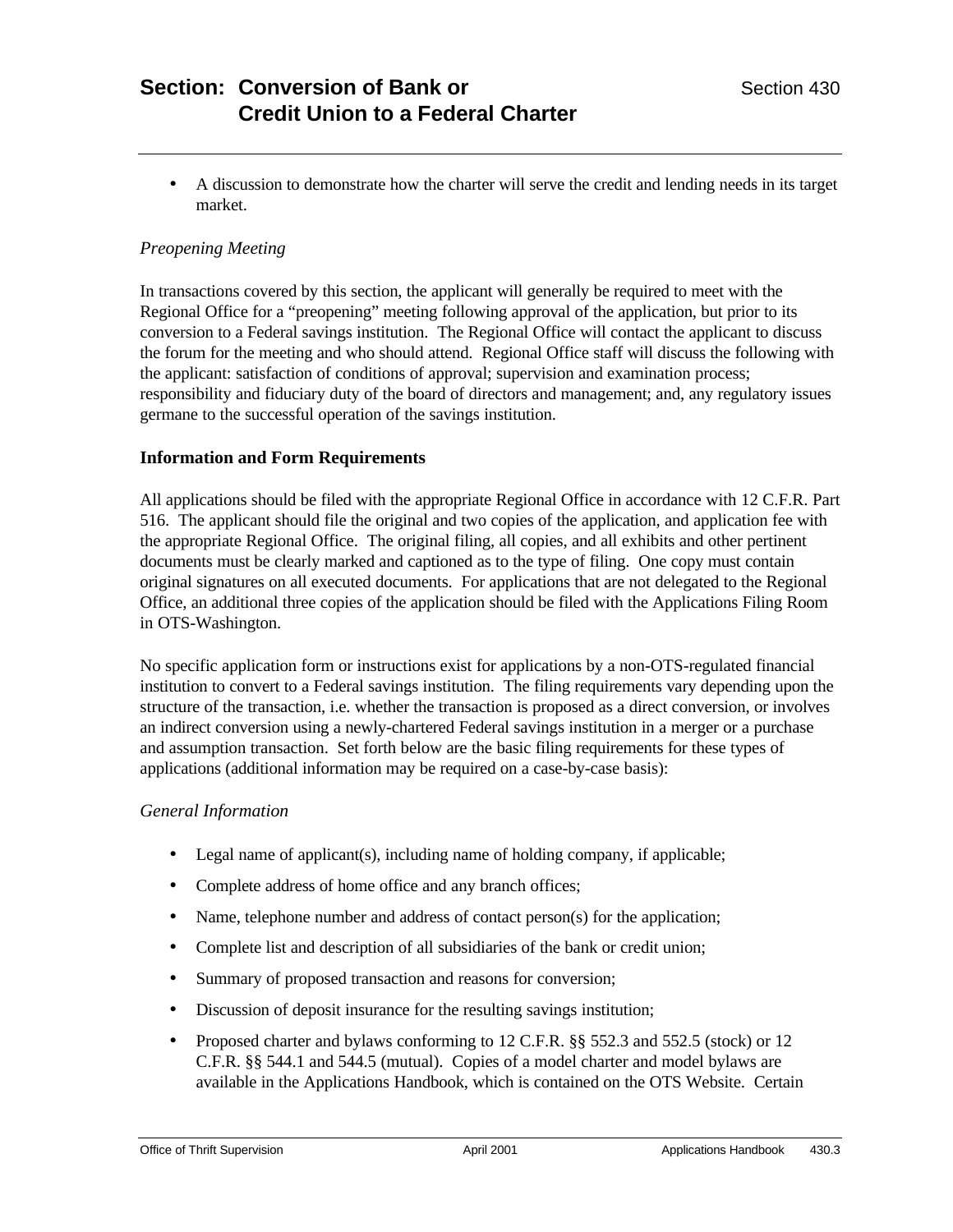- A discussion to demonstrate how the charter will serve the credit and lending needs in its target market.

*Preopening Meeting*

In transactions covered by this section, the applicant will generally be required to meet with the Regional Office for a "preopening" meeting following approval of the application, but prior to its conversion to a Federal savings institution. The Regional Office will contact the applicant to discuss the forum for the meeting and who should attend. Regional Office staff will discuss the following with the applicant: satisfaction of conditions of approval; supervision and examination process; responsibility and fiduciary duty of the board of directors and management; and, any regulatory issues germane to the successful operation of the savings institution.

**Information and Form Requirements**

All applications should be filed with the appropriate Regional Office in accordance with 12 C.F.R. Part 516. The applicant should file the original and two copies of the application, and application fee with the appropriate Regional Office. The original filing, all copies, and all exhibits and other pertinent documents must be clearly marked and captioned as to the type of filing. One copy must contain original signatures on all executed documents. For applications that are not delegated to the Regional Office, an additional three copies of the application should be filed with the Applications Filing Room in OTS-Washington.

No specific application form or instructions exist for applications by a non-OTS-regulated financial institution to convert to a Federal savings institution. The filing requirements vary depending upon the structure of the transaction, i.e. whether the transaction is proposed as a direct conversion, or involves an indirect conversion using a newly-chartered Federal savings institution in a merger or a purchase and assumption transaction. Set forth below are the basic filing requirements for these types of applications (additional information may be required on a case-by-case basis):

*General Information*

- Legal name of applicant(s), including name of holding company, if applicable;
- Complete address of home office and any branch offices;
- Name, telephone number and address of contact person(s) for the application;
- Complete list and description of all subsidiaries of the bank or credit union;
- Summary of proposed transaction and reasons for conversion;
- Discussion of deposit insurance for the resulting savings institution;
- Proposed charter and bylaws conforming to 12 C.F.R. §§ 552.3 and 552.5 (stock) or 12 C.F.R. §§ 544.1 and 544.5 (mutual). Copies of a model charter and model bylaws are available in the Applications Handbook, which is contained on the OTS Website. Certain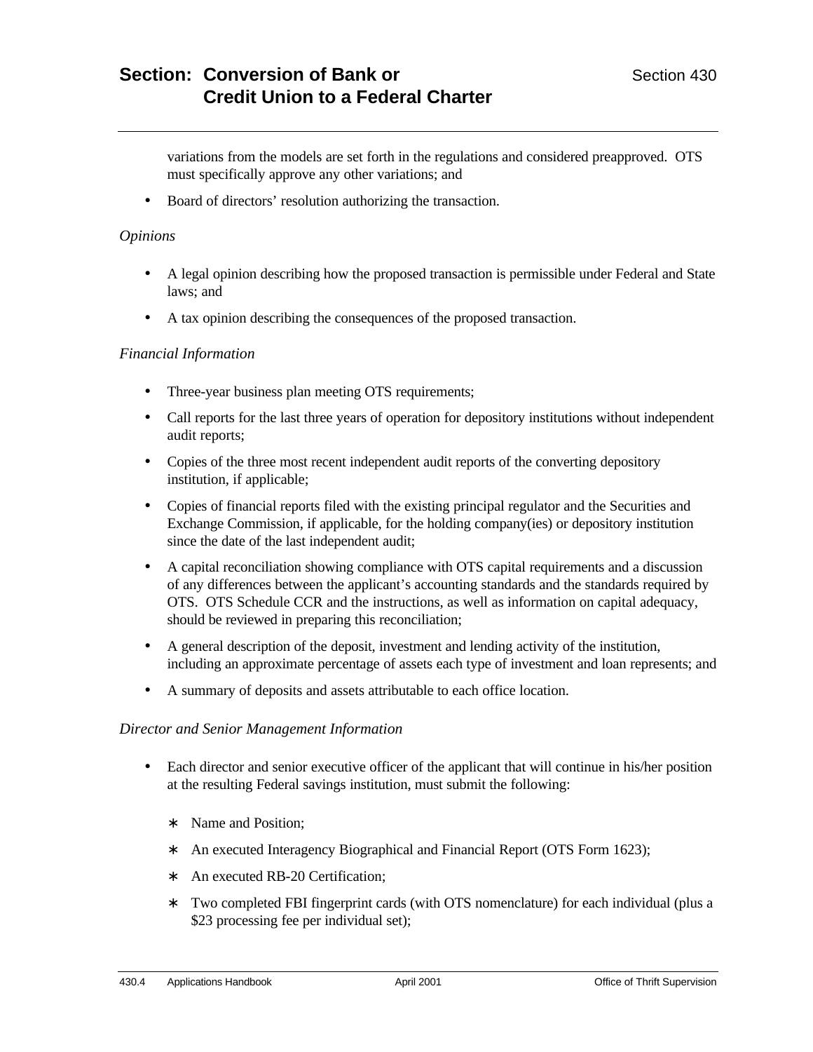variations from the models are set forth in the regulations and considered preapproved. OTS must specifically approve any other variations; and

- Board of directors' resolution authorizing the transaction.

*Opinions*

- A legal opinion describing how the proposed transaction is permissible under Federal and State laws; and
- A tax opinion describing the consequences of the proposed transaction.

*Financial Information*

- Three-year business plan meeting OTS requirements;
- Call reports for the last three years of operation for depository institutions without independent audit reports;
- Copies of the three most recent independent audit reports of the converting depository institution, if applicable;
- Copies of financial reports filed with the existing principal regulator and the Securities and Exchange Commission, if applicable, for the holding company(ies) or depository institution since the date of the last independent audit;
- A capital reconciliation showing compliance with OTS capital requirements and a discussion of any differences between the applicant's accounting standards and the standards required by OTS. OTS Schedule CCR and the instructions, as well as information on capital adequacy, should be reviewed in preparing this reconciliation;
- A general description of the deposit, investment and lending activity of the institution, including an approximate percentage of assets each type of investment and loan represents; and
- A summary of deposits and assets attributable to each office location.

*Director and Senior Management Information*

- Each director and senior executive officer of the applicant that will continue in his/her position at the resulting Federal savings institution, must submit the following:
  - Name and Position;
  - An executed Interagency Biographical and Financial Report (OTS Form 1623);
  - An executed RB-20 Certification;
  - Two completed FBI fingerprint cards (with OTS nomenclature) for each individual (plus a $23 processing fee per individual set);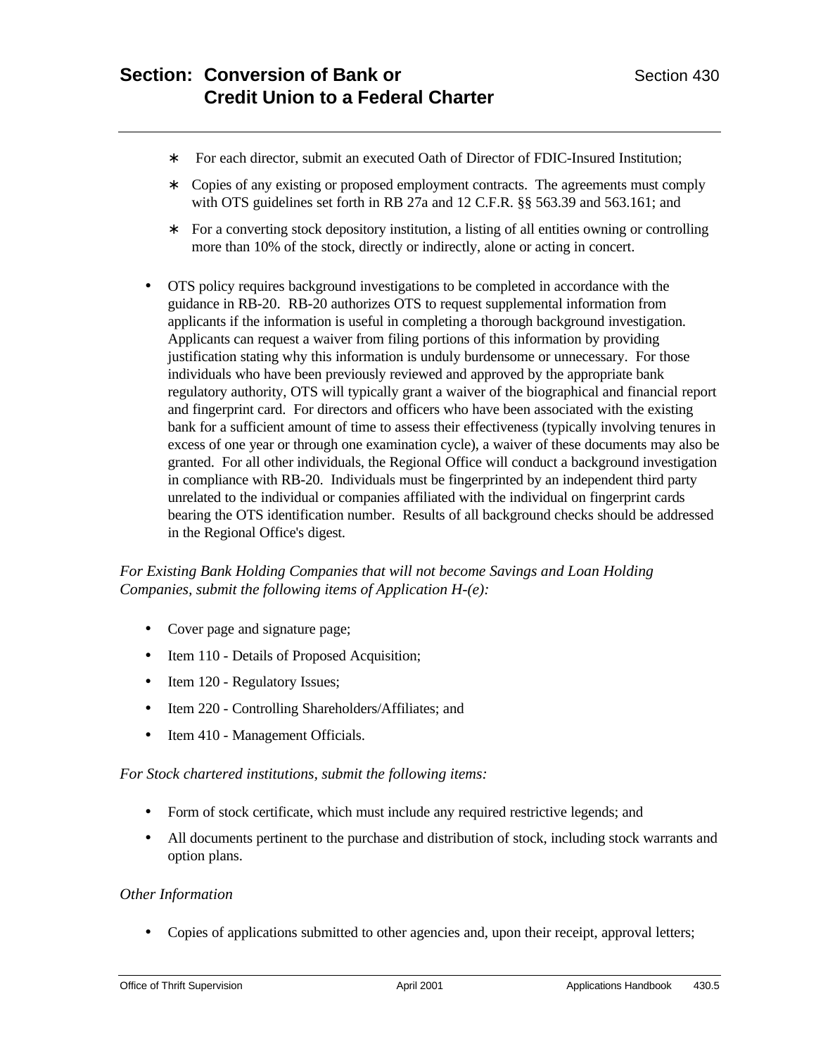* For each director, submit an executed Oath of Director of FDIC-Insured Institution;
  * Copies of any existing or proposed employment contracts. The agreements must comply with OTS guidelines set forth in RB 27a and 12 C.F.R. §§ 563.39 and 563.161; and
  * For a converting stock depository institution, a listing of all entities owning or controlling more than 10% of the stock, directly or indirectly, alone or acting in concert.

- OTS policy requires background investigations to be completed in accordance with the guidance in RB-20. RB-20 authorizes OTS to request supplemental information from applicants if the information is useful in completing a thorough background investigation. Applicants can request a waiver from filing portions of this information by providing justification stating why this information is unduly burdensome or unnecessary. For those individuals who have been previously reviewed and approved by the appropriate bank regulatory authority, OTS will typically grant a waiver of the biographical and financial report and fingerprint card. For directors and officers who have been associated with the existing bank for a sufficient amount of time to assess their effectiveness (typically involving tenures in excess of one year or through one examination cycle), a waiver of these documents may also be granted. For all other individuals, the Regional Office will conduct a background investigation in compliance with RB-20. Individuals must be fingerprinted by an independent third party unrelated to the individual or companies affiliated with the individual on fingerprint cards bearing the OTS identification number. Results of all background checks should be addressed in the Regional Office's digest.

*For Existing Bank Holding Companies that will not become Savings and Loan Holding Companies, submit the following items of Application H-(e):*

- Cover page and signature page;
- Item 110 - Details of Proposed Acquisition;
- Item 120 - Regulatory Issues;
- Item 220 - Controlling Shareholders/Affiliates; and
- Item 410 - Management Officials.

*For Stock chartered institutions, submit the following items:*

- Form of stock certificate, which must include any required restrictive legends; and
- All documents pertinent to the purchase and distribution of stock, including stock warrants and option plans.

*Other Information*

- Copies of applications submitted to other agencies and, upon their receipt, approval letters;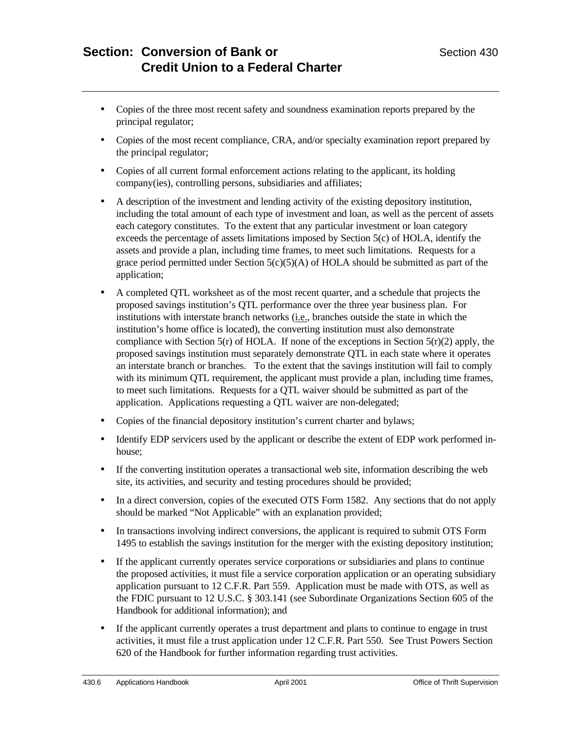- Copies of the three most recent safety and soundness examination reports prepared by the principal regulator;
- Copies of the most recent compliance, CRA, and/or specialty examination report prepared by the principal regulator;
- Copies of all current formal enforcement actions relating to the applicant, its holding company(ies), controlling persons, subsidiaries and affiliates;
- A description of the investment and lending activity of the existing depository institution, including the total amount of each type of investment and loan, as well as the percent of assets each category constitutes. To the extent that any particular investment or loan category exceeds the percentage of assets limitations imposed by Section 5(c) of HOLA, identify the assets and provide a plan, including time frames, to meet such limitations. Requests for a grace period permitted under Section 5(c)(5)(A) of HOLA should be submitted as part of the application;
- A completed QTL worksheet as of the most recent quarter, and a schedule that projects the proposed savings institution's QTL performance over the three year business plan. For institutions with interstate branch networks (i.e., branches outside the state in which the institution's home office is located), the converting institution must also demonstrate compliance with Section 5(r) of HOLA. If none of the exceptions in Section 5(r)(2) apply, the proposed savings institution must separately demonstrate QTL in each state where it operates an interstate branch or branches. To the extent that the savings institution will fail to comply with its minimum QTL requirement, the applicant must provide a plan, including time frames, to meet such limitations. Requests for a QTL waiver should be submitted as part of the application. Applications requesting a QTL waiver are non-delegated;
- Copies of the financial depository institution's current charter and bylaws;
- Identify EDP servicers used by the applicant or describe the extent of EDP work performed in-house;
- If the converting institution operates a transactional web site, information describing the web site, its activities, and security and testing procedures should be provided;
- In a direct conversion, copies of the executed OTS Form 1582. Any sections that do not apply should be marked "Not Applicable" with an explanation provided;
- In transactions involving indirect conversions, the applicant is required to submit OTS Form 1495 to establish the savings institution for the merger with the existing depository institution;
- If the applicant currently operates service corporations or subsidiaries and plans to continue the proposed activities, it must file a service corporation application or an operating subsidiary application pursuant to 12 C.F.R. Part 559. Application must be made with OTS, as well as the FDIC pursuant to 12 U.S.C. § 303.141 (see Subordinate Organizations Section 605 of the Handbook for additional information); and
- If the applicant currently operates a trust department and plans to continue to engage in trust activities, it must file a trust application under 12 C.F.R. Part 550. See Trust Powers Section 620 of the Handbook for further information regarding trust activities.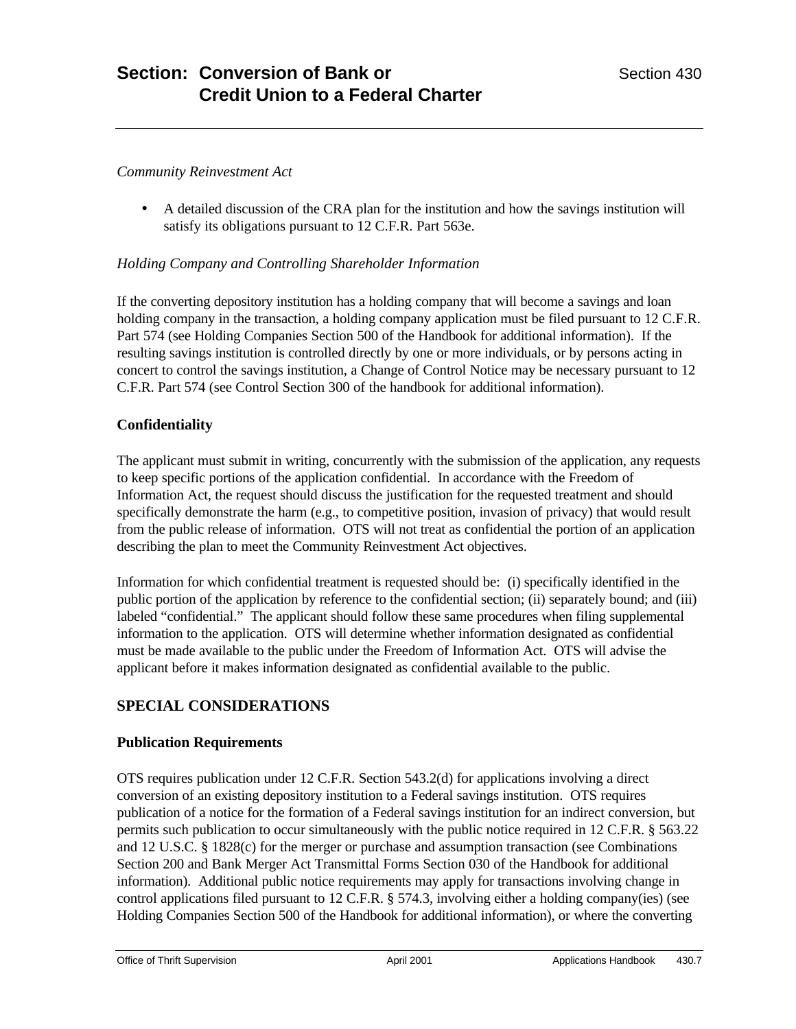*Community Reinvestment Act*

- A detailed discussion of the CRA plan for the institution and how the savings institution will satisfy its obligations pursuant to 12 C.F.R. Part 563e.

*Holding Company and Controlling Shareholder Information*

If the converting depository institution has a holding company that will become a savings and loan holding company in the transaction, a holding company application must be filed pursuant to 12 C.F.R. Part 574 (see Holding Companies Section 500 of the Handbook for additional information). If the resulting savings institution is controlled directly by one or more individuals, or by persons acting in concert to control the savings institution, a Change of Control Notice may be necessary pursuant to 12 C.F.R. Part 574 (see Control Section 300 of the handbook for additional information).

**Confidentiality**

The applicant must submit in writing, concurrently with the submission of the application, any requests to keep specific portions of the application confidential. In accordance with the Freedom of Information Act, the request should discuss the justification for the requested treatment and should specifically demonstrate the harm (e.g., to competitive position, invasion of privacy) that would result from the public release of information. OTS will not treat as confidential the portion of an application describing the plan to meet the Community Reinvestment Act objectives.

Information for which confidential treatment is requested should be: (i) specifically identified in the public portion of the application by reference to the confidential section; (ii) separately bound; and (iii) labeled "confidential." The applicant should follow these same procedures when filing supplemental information to the application. OTS will determine whether information designated as confidential must be made available to the public under the Freedom of Information Act. OTS will advise the applicant before it makes information designated as confidential available to the public.

## SPECIAL CONSIDERATIONS

**Publication Requirements**

OTS requires publication under 12 C.F.R. Section 543.2(d) for applications involving a direct conversion of an existing depository institution to a Federal savings institution. OTS requires publication of a notice for the formation of a Federal savings institution for an indirect conversion, but permits such publication to occur simultaneously with the public notice required in 12 C.F.R. § 563.22 and 12 U.S.C. § 1828(c) for the merger or purchase and assumption transaction (see Combinations Section 200 and Bank Merger Act Transmittal Forms Section 030 of the Handbook for additional information). Additional public notice requirements may apply for transactions involving change in control applications filed pursuant to 12 C.F.R. § 574.3, involving either a holding company(ies) (see Holding Companies Section 500 of the Handbook for additional information), or where the converting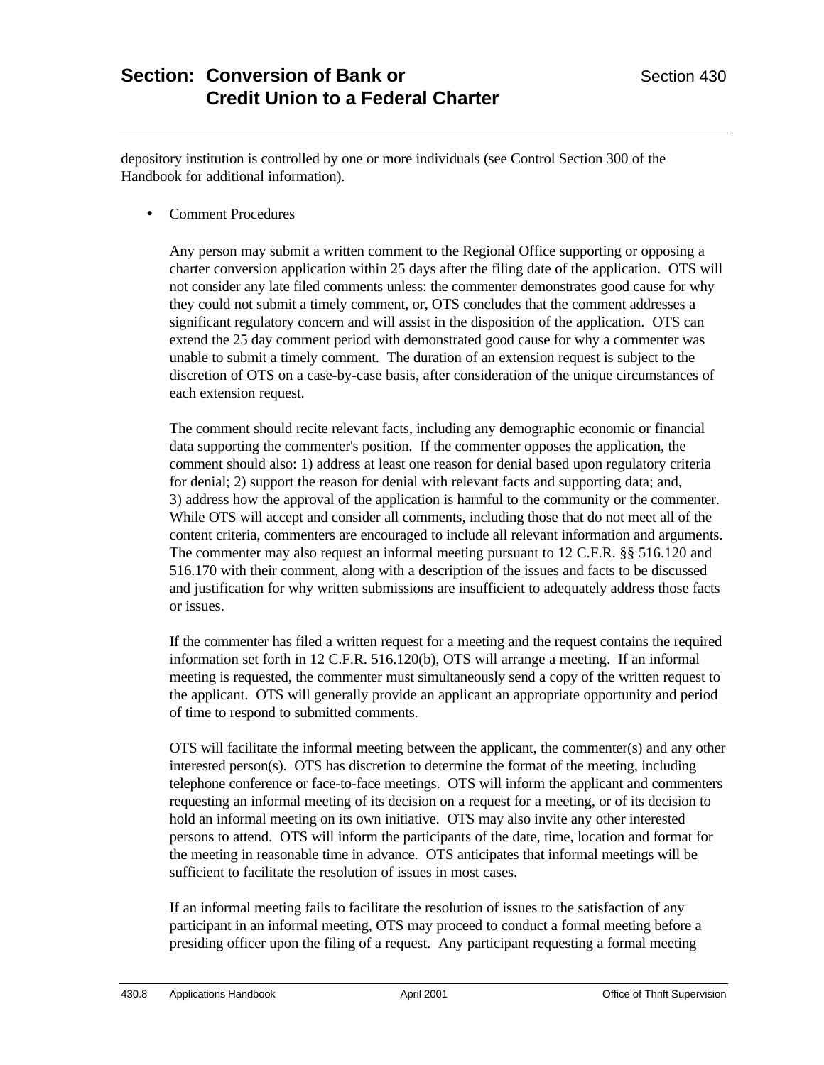depository institution is controlled by one or more individuals (see Control Section 300 of the Handbook for additional information).

- Comment Procedures

  Any person may submit a written comment to the Regional Office supporting or opposing a charter conversion application within 25 days after the filing date of the application. OTS will not consider any late filed comments unless: the commenter demonstrates good cause for why they could not submit a timely comment, or, OTS concludes that the comment addresses a significant regulatory concern and will assist in the disposition of the application. OTS can extend the 25 day comment period with demonstrated good cause for why a commenter was unable to submit a timely comment. The duration of an extension request is subject to the discretion of OTS on a case-by-case basis, after consideration of the unique circumstances of each extension request.

  The comment should recite relevant facts, including any demographic economic or financial data supporting the commenter's position. If the commenter opposes the application, the comment should also: 1) address at least one reason for denial based upon regulatory criteria for denial; 2) support the reason for denial with relevant facts and supporting data; and, 3) address how the approval of the application is harmful to the community or the commenter. While OTS will accept and consider all comments, including those that do not meet all of the content criteria, commenters are encouraged to include all relevant information and arguments. The commenter may also request an informal meeting pursuant to 12 C.F.R. §§ 516.120 and 516.170 with their comment, along with a description of the issues and facts to be discussed and justification for why written submissions are insufficient to adequately address those facts or issues.

  If the commenter has filed a written request for a meeting and the request contains the required information set forth in 12 C.F.R. 516.120(b), OTS will arrange a meeting. If an informal meeting is requested, the commenter must simultaneously send a copy of the written request to the applicant. OTS will generally provide an applicant an appropriate opportunity and period of time to respond to submitted comments.

  OTS will facilitate the informal meeting between the applicant, the commenter(s) and any other interested person(s). OTS has discretion to determine the format of the meeting, including telephone conference or face-to-face meetings. OTS will inform the applicant and commenters requesting an informal meeting of its decision on a request for a meeting, or of its decision to hold an informal meeting on its own initiative. OTS may also invite any other interested persons to attend. OTS will inform the participants of the date, time, location and format for the meeting in reasonable time in advance. OTS anticipates that informal meetings will be sufficient to facilitate the resolution of issues in most cases.

  If an informal meeting fails to facilitate the resolution of issues to the satisfaction of any participant in an informal meeting, OTS may proceed to conduct a formal meeting before a presiding officer upon the filing of a request. Any participant requesting a formal meeting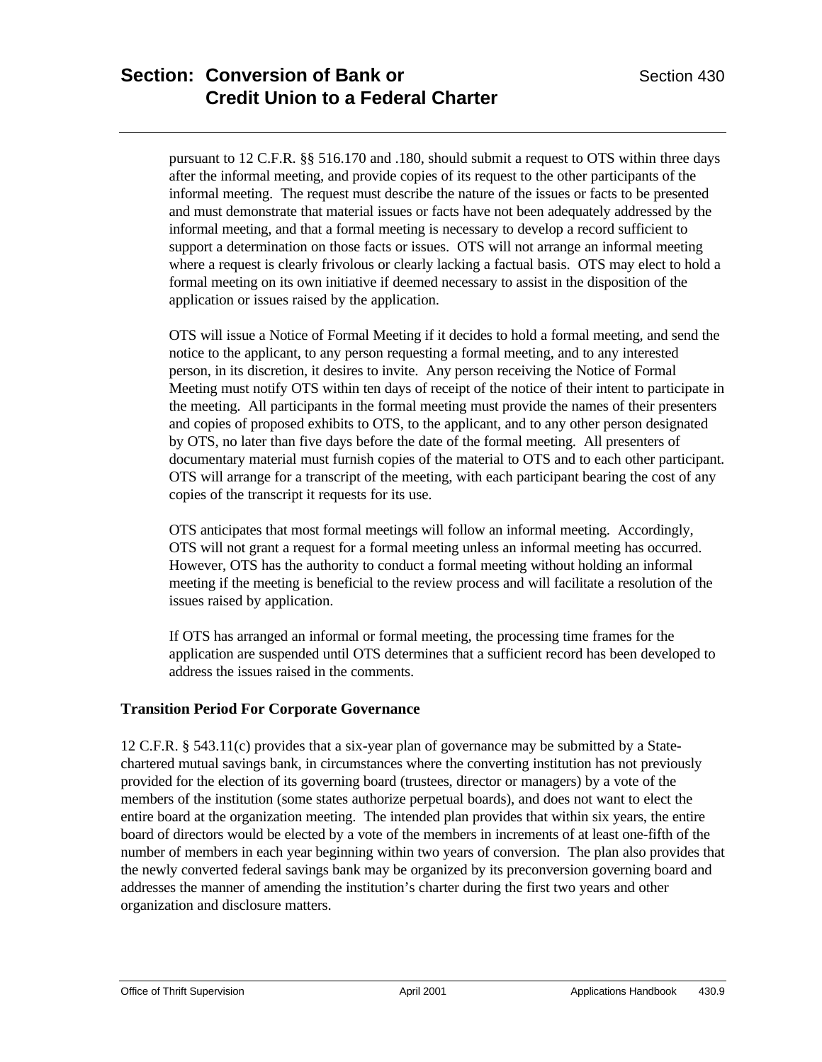pursuant to 12 C.F.R. §§ 516.170 and .180, should submit a request to OTS within three days after the informal meeting, and provide copies of its request to the other participants of the informal meeting. The request must describe the nature of the issues or facts to be presented and must demonstrate that material issues or facts have not been adequately addressed by the informal meeting, and that a formal meeting is necessary to develop a record sufficient to support a determination on those facts or issues. OTS will not arrange an informal meeting where a request is clearly frivolous or clearly lacking a factual basis. OTS may elect to hold a formal meeting on its own initiative if deemed necessary to assist in the disposition of the application or issues raised by the application.

OTS will issue a Notice of Formal Meeting if it decides to hold a formal meeting, and send the notice to the applicant, to any person requesting a formal meeting, and to any interested person, in its discretion, it desires to invite. Any person receiving the Notice of Formal Meeting must notify OTS within ten days of receipt of the notice of their intent to participate in the meeting. All participants in the formal meeting must provide the names of their presenters and copies of proposed exhibits to OTS, to the applicant, and to any other person designated by OTS, no later than five days before the date of the formal meeting. All presenters of documentary material must furnish copies of the material to OTS and to each other participant. OTS will arrange for a transcript of the meeting, with each participant bearing the cost of any copies of the transcript it requests for its use.

OTS anticipates that most formal meetings will follow an informal meeting. Accordingly, OTS will not grant a request for a formal meeting unless an informal meeting has occurred. However, OTS has the authority to conduct a formal meeting without holding an informal meeting if the meeting is beneficial to the review process and will facilitate a resolution of the issues raised by application.

If OTS has arranged an informal or formal meeting, the processing time frames for the application are suspended until OTS determines that a sufficient record has been developed to address the issues raised in the comments.

### Transition Period For Corporate Governance

12 C.F.R. § 543.11(c) provides that a six-year plan of governance may be submitted by a State-chartered mutual savings bank, in circumstances where the converting institution has not previously provided for the election of its governing board (trustees, director or managers) by a vote of the members of the institution (some states authorize perpetual boards), and does not want to elect the entire board at the organization meeting. The intended plan provides that within six years, the entire board of directors would be elected by a vote of the members in increments of at least one-fifth of the number of members in each year beginning within two years of conversion. The plan also provides that the newly converted federal savings bank may be organized by its preconversion governing board and addresses the manner of amending the institution's charter during the first two years and other organization and disclosure matters.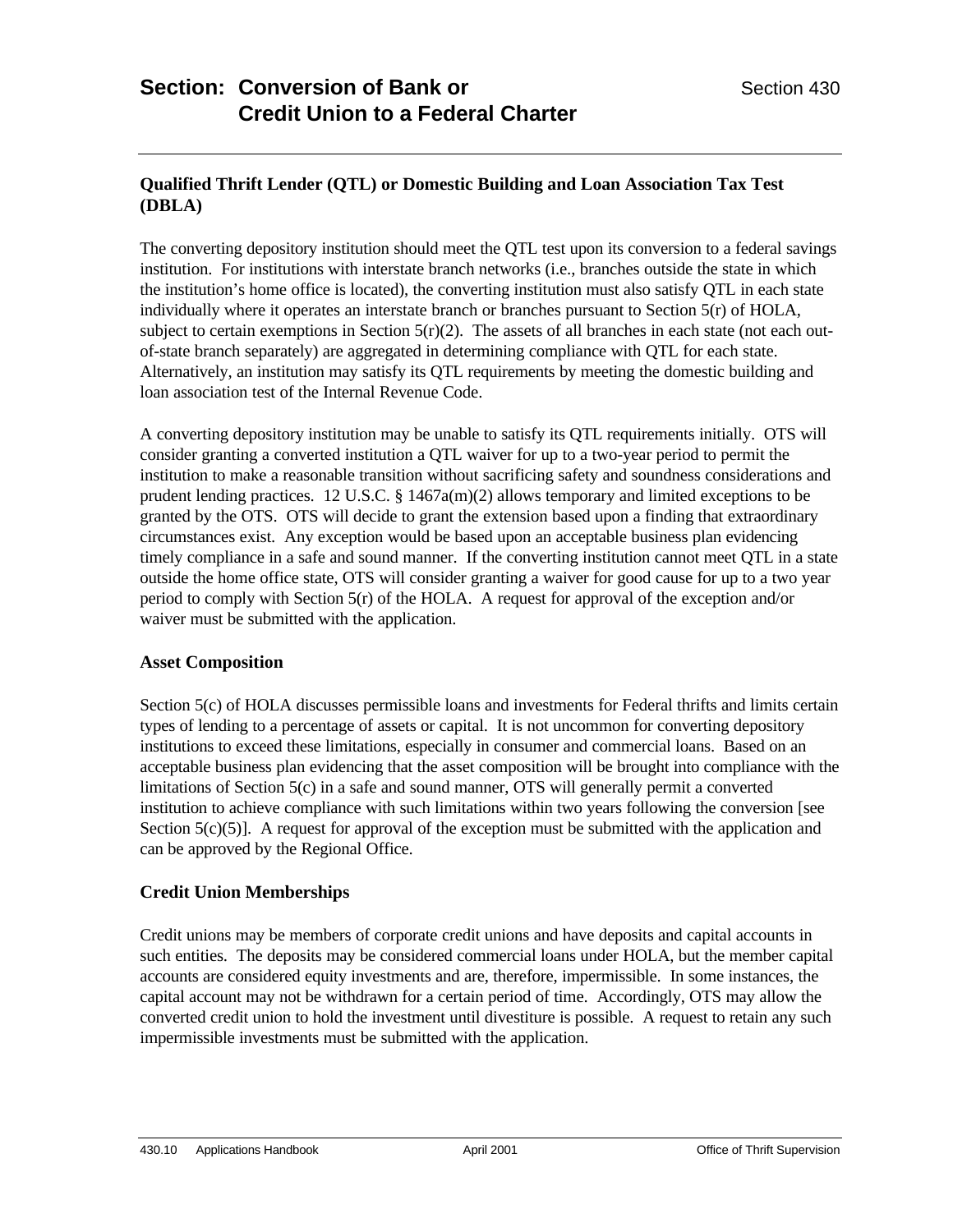## Qualified Thrift Lender (QTL) or Domestic Building and Loan Association Tax Test (DBLA)

The converting depository institution should meet the QTL test upon its conversion to a federal savings institution. For institutions with interstate branch networks (i.e., branches outside the state in which the institution's home office is located), the converting institution must also satisfy QTL in each state individually where it operates an interstate branch or branches pursuant to Section 5(r) of HOLA, subject to certain exemptions in Section 5(r)(2). The assets of all branches in each state (not each out-of-state branch separately) are aggregated in determining compliance with QTL for each state. Alternatively, an institution may satisfy its QTL requirements by meeting the domestic building and loan association test of the Internal Revenue Code.

A converting depository institution may be unable to satisfy its QTL requirements initially. OTS will consider granting a converted institution a QTL waiver for up to a two-year period to permit the institution to make a reasonable transition without sacrificing safety and soundness considerations and prudent lending practices. 12 U.S.C. § 1467a(m)(2) allows temporary and limited exceptions to be granted by the OTS. OTS will decide to grant the extension based upon a finding that extraordinary circumstances exist. Any exception would be based upon an acceptable business plan evidencing timely compliance in a safe and sound manner. If the converting institution cannot meet QTL in a state outside the home office state, OTS will consider granting a waiver for good cause for up to a two year period to comply with Section 5(r) of the HOLA. A request for approval of the exception and/or waiver must be submitted with the application.

## Asset Composition

Section 5(c) of HOLA discusses permissible loans and investments for Federal thrifts and limits certain types of lending to a percentage of assets or capital. It is not uncommon for converting depository institutions to exceed these limitations, especially in consumer and commercial loans. Based on an acceptable business plan evidencing that the asset composition will be brought into compliance with the limitations of Section 5(c) in a safe and sound manner, OTS will generally permit a converted institution to achieve compliance with such limitations within two years following the conversion [see Section 5(c)(5)]. A request for approval of the exception must be submitted with the application and can be approved by the Regional Office.

## Credit Union Memberships

Credit unions may be members of corporate credit unions and have deposits and capital accounts in such entities. The deposits may be considered commercial loans under HOLA, but the member capital accounts are considered equity investments and are, therefore, impermissible. In some instances, the capital account may not be withdrawn for a certain period of time. Accordingly, OTS may allow the converted credit union to hold the investment until divestiture is possible. A request to retain any such impermissible investments must be submitted with the application.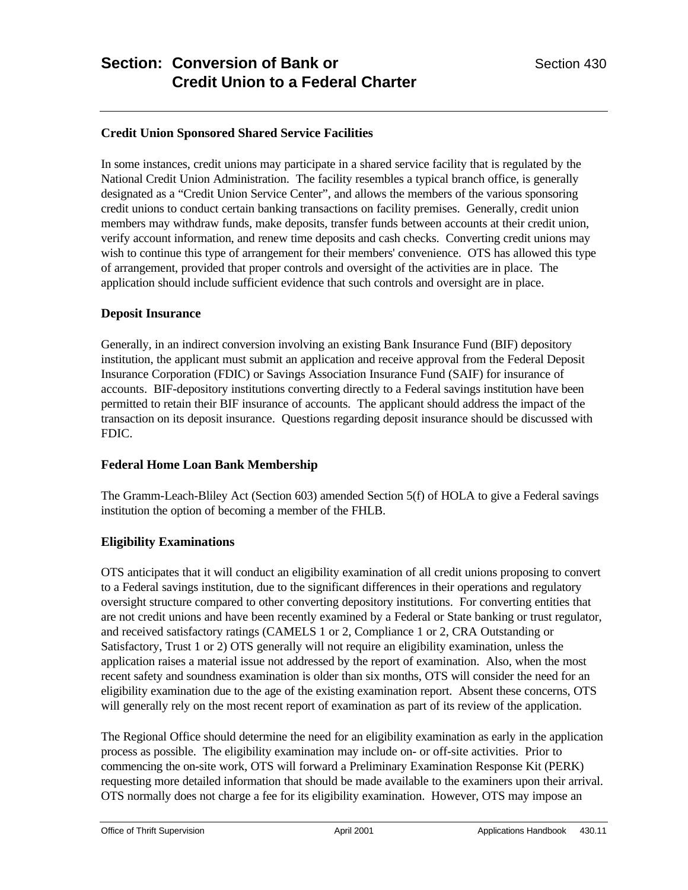### Credit Union Sponsored Shared Service Facilities

In some instances, credit unions may participate in a shared service facility that is regulated by the National Credit Union Administration. The facility resembles a typical branch office, is generally designated as a "Credit Union Service Center", and allows the members of the various sponsoring credit unions to conduct certain banking transactions on facility premises. Generally, credit union members may withdraw funds, make deposits, transfer funds between accounts at their credit union, verify account information, and renew time deposits and cash checks. Converting credit unions may wish to continue this type of arrangement for their members' convenience. OTS has allowed this type of arrangement, provided that proper controls and oversight of the activities are in place. The application should include sufficient evidence that such controls and oversight are in place.

### Deposit Insurance

Generally, in an indirect conversion involving an existing Bank Insurance Fund (BIF) depository institution, the applicant must submit an application and receive approval from the Federal Deposit Insurance Corporation (FDIC) or Savings Association Insurance Fund (SAIF) for insurance of accounts. BIF-depository institutions converting directly to a Federal savings institution have been permitted to retain their BIF insurance of accounts. The applicant should address the impact of the transaction on its deposit insurance. Questions regarding deposit insurance should be discussed with FDIC.

### Federal Home Loan Bank Membership

The Gramm-Leach-Bliley Act (Section 603) amended Section 5(f) of HOLA to give a Federal savings institution the option of becoming a member of the FHLB.

### Eligibility Examinations

OTS anticipates that it will conduct an eligibility examination of all credit unions proposing to convert to a Federal savings institution, due to the significant differences in their operations and regulatory oversight structure compared to other converting depository institutions. For converting entities that are not credit unions and have been recently examined by a Federal or State banking or trust regulator, and received satisfactory ratings (CAMELS 1 or 2, Compliance 1 or 2, CRA Outstanding or Satisfactory, Trust 1 or 2) OTS generally will not require an eligibility examination, unless the application raises a material issue not addressed by the report of examination. Also, when the most recent safety and soundness examination is older than six months, OTS will consider the need for an eligibility examination due to the age of the existing examination report. Absent these concerns, OTS will generally rely on the most recent report of examination as part of its review of the application.

The Regional Office should determine the need for an eligibility examination as early in the application process as possible. The eligibility examination may include on- or off-site activities. Prior to commencing the on-site work, OTS will forward a Preliminary Examination Response Kit (PERK) requesting more detailed information that should be made available to the examiners upon their arrival. OTS normally does not charge a fee for its eligibility examination. However, OTS may impose an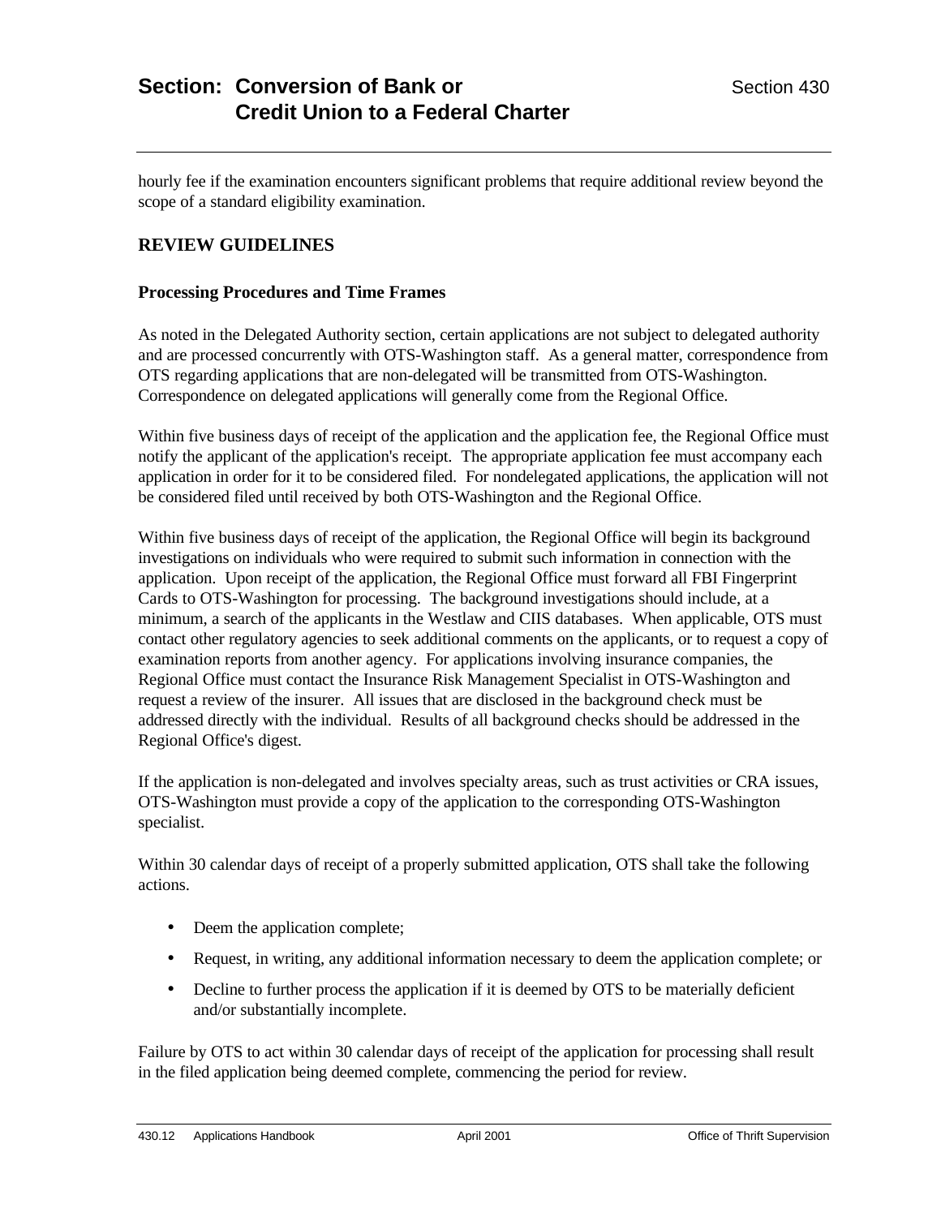hourly fee if the examination encounters significant problems that require additional review beyond the scope of a standard eligibility examination.

## REVIEW GUIDELINES

### Processing Procedures and Time Frames

As noted in the Delegated Authority section, certain applications are not subject to delegated authority and are processed concurrently with OTS-Washington staff. As a general matter, correspondence from OTS regarding applications that are non-delegated will be transmitted from OTS-Washington. Correspondence on delegated applications will generally come from the Regional Office.

Within five business days of receipt of the application and the application fee, the Regional Office must notify the applicant of the application's receipt. The appropriate application fee must accompany each application in order for it to be considered filed. For nondelegated applications, the application will not be considered filed until received by both OTS-Washington and the Regional Office.

Within five business days of receipt of the application, the Regional Office will begin its background investigations on individuals who were required to submit such information in connection with the application. Upon receipt of the application, the Regional Office must forward all FBI Fingerprint Cards to OTS-Washington for processing. The background investigations should include, at a minimum, a search of the applicants in the Westlaw and CIIS databases. When applicable, OTS must contact other regulatory agencies to seek additional comments on the applicants, or to request a copy of examination reports from another agency. For applications involving insurance companies, the Regional Office must contact the Insurance Risk Management Specialist in OTS-Washington and request a review of the insurer. All issues that are disclosed in the background check must be addressed directly with the individual. Results of all background checks should be addressed in the Regional Office's digest.

If the application is non-delegated and involves specialty areas, such as trust activities or CRA issues, OTS-Washington must provide a copy of the application to the corresponding OTS-Washington specialist.

Within 30 calendar days of receipt of a properly submitted application, OTS shall take the following actions.

- Deem the application complete;
- Request, in writing, any additional information necessary to deem the application complete; or
- Decline to further process the application if it is deemed by OTS to be materially deficient and/or substantially incomplete.

Failure by OTS to act within 30 calendar days of receipt of the application for processing shall result in the filed application being deemed complete, commencing the period for review.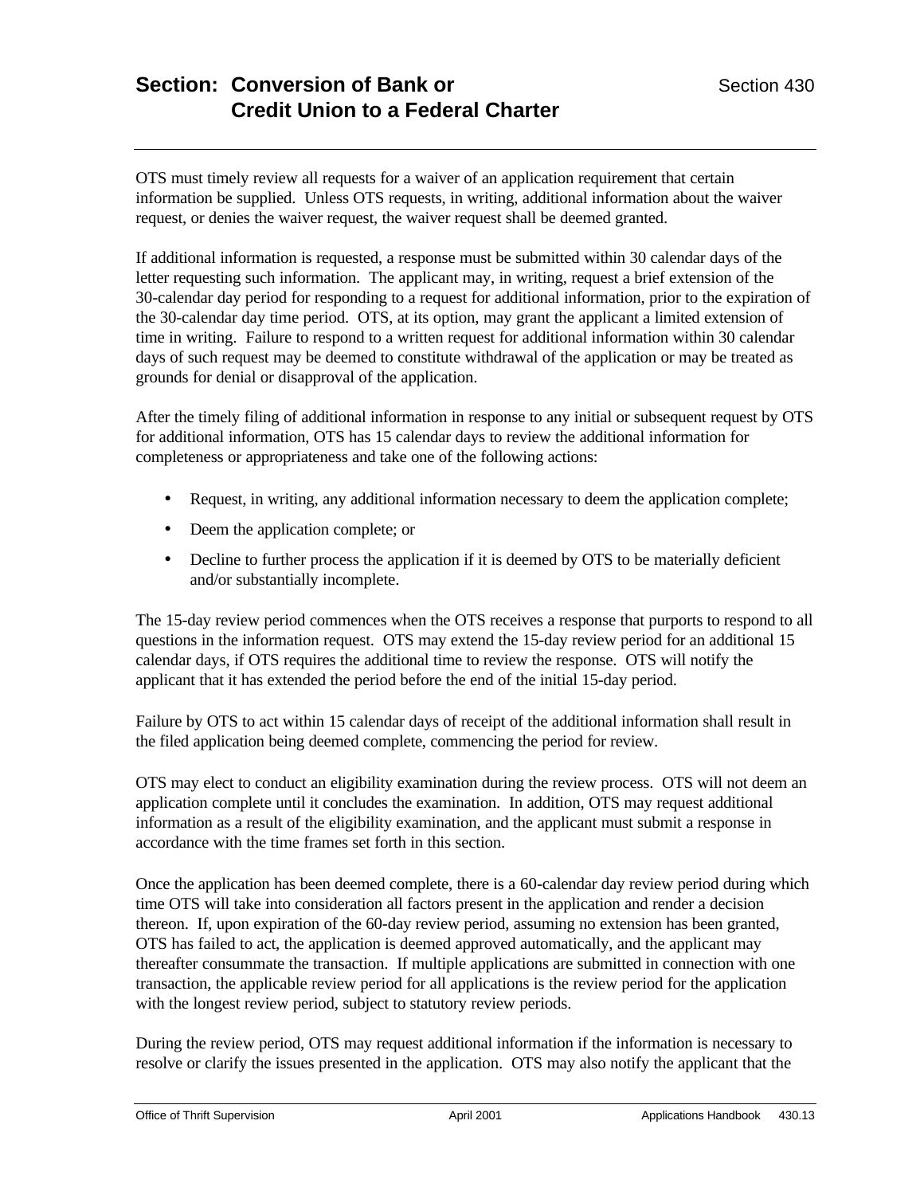OTS must timely review all requests for a waiver of an application requirement that certain information be supplied. Unless OTS requests, in writing, additional information about the waiver request, or denies the waiver request, the waiver request shall be deemed granted.

If additional information is requested, a response must be submitted within 30 calendar days of the letter requesting such information. The applicant may, in writing, request a brief extension of the 30-calendar day period for responding to a request for additional information, prior to the expiration of the 30-calendar day time period. OTS, at its option, may grant the applicant a limited extension of time in writing. Failure to respond to a written request for additional information within 30 calendar days of such request may be deemed to constitute withdrawal of the application or may be treated as grounds for denial or disapproval of the application.

After the timely filing of additional information in response to any initial or subsequent request by OTS for additional information, OTS has 15 calendar days to review the additional information for completeness or appropriateness and take one of the following actions:

- Request, in writing, any additional information necessary to deem the application complete;
- Deem the application complete; or
- Decline to further process the application if it is deemed by OTS to be materially deficient and/or substantially incomplete.

The 15-day review period commences when the OTS receives a response that purports to respond to all questions in the information request. OTS may extend the 15-day review period for an additional 15 calendar days, if OTS requires the additional time to review the response. OTS will notify the applicant that it has extended the period before the end of the initial 15-day period.

Failure by OTS to act within 15 calendar days of receipt of the additional information shall result in the filed application being deemed complete, commencing the period for review.

OTS may elect to conduct an eligibility examination during the review process. OTS will not deem an application complete until it concludes the examination. In addition, OTS may request additional information as a result of the eligibility examination, and the applicant must submit a response in accordance with the time frames set forth in this section.

Once the application has been deemed complete, there is a 60-calendar day review period during which time OTS will take into consideration all factors present in the application and render a decision thereon. If, upon expiration of the 60-day review period, assuming no extension has been granted, OTS has failed to act, the application is deemed approved automatically, and the applicant may thereafter consummate the transaction. If multiple applications are submitted in connection with one transaction, the applicable review period for all applications is the review period for the application with the longest review period, subject to statutory review periods.

During the review period, OTS may request additional information if the information is necessary to resolve or clarify the issues presented in the application. OTS may also notify the applicant that the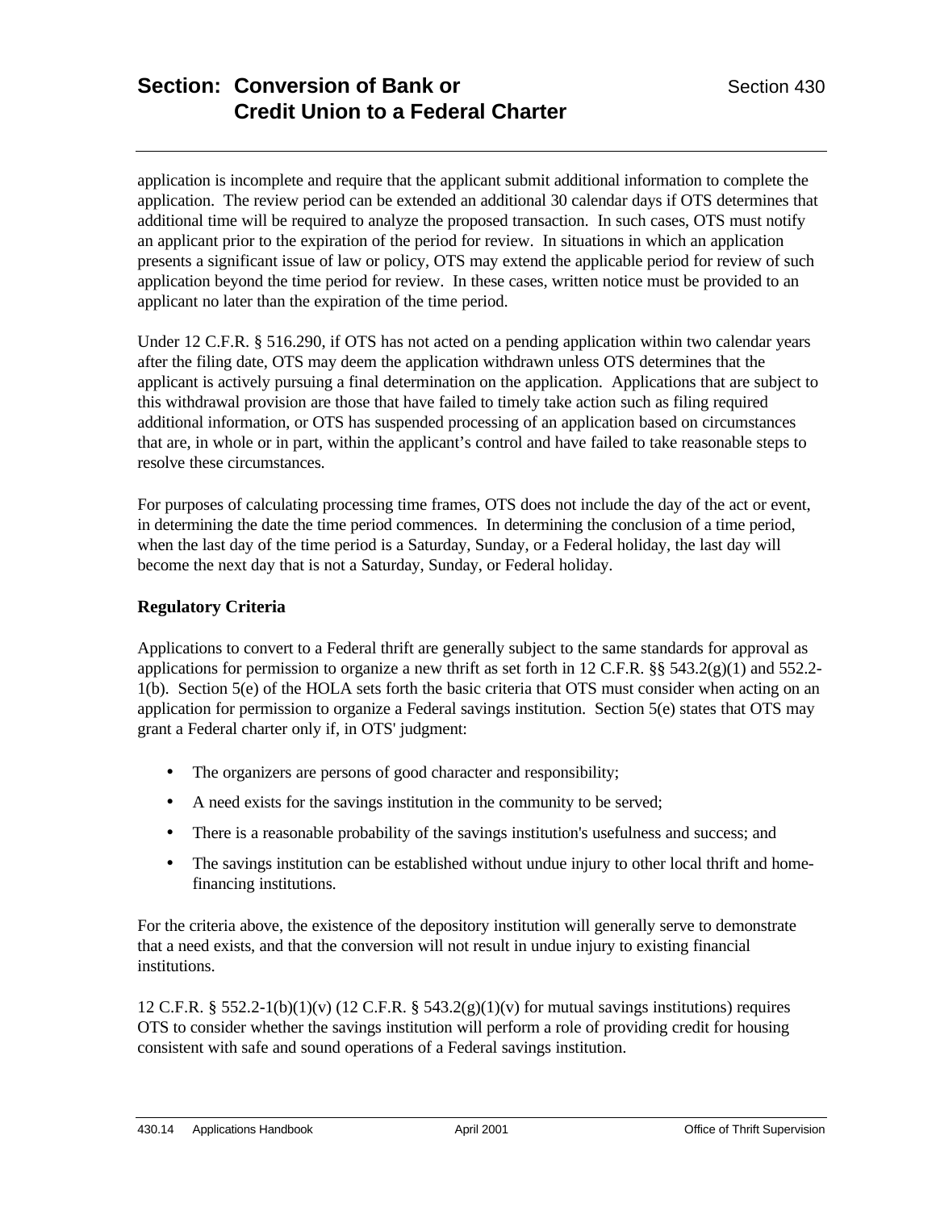application is incomplete and require that the applicant submit additional information to complete the application. The review period can be extended an additional 30 calendar days if OTS determines that additional time will be required to analyze the proposed transaction. In such cases, OTS must notify an applicant prior to the expiration of the period for review. In situations in which an application presents a significant issue of law or policy, OTS may extend the applicable period for review of such application beyond the time period for review. In these cases, written notice must be provided to an applicant no later than the expiration of the time period.

Under 12 C.F.R. § 516.290, if OTS has not acted on a pending application within two calendar years after the filing date, OTS may deem the application withdrawn unless OTS determines that the applicant is actively pursuing a final determination on the application. Applications that are subject to this withdrawal provision are those that have failed to timely take action such as filing required additional information, or OTS has suspended processing of an application based on circumstances that are, in whole or in part, within the applicant's control and have failed to take reasonable steps to resolve these circumstances.

For purposes of calculating processing time frames, OTS does not include the day of the act or event, in determining the date the time period commences. In determining the conclusion of a time period, when the last day of the time period is a Saturday, Sunday, or a Federal holiday, the last day will become the next day that is not a Saturday, Sunday, or Federal holiday.

**Regulatory Criteria**

Applications to convert to a Federal thrift are generally subject to the same standards for approval as applications for permission to organize a new thrift as set forth in 12 C.F.R. §§ 543.2(g)(1) and 552.2-1(b). Section 5(e) of the HOLA sets forth the basic criteria that OTS must consider when acting on an application for permission to organize a Federal savings institution. Section 5(e) states that OTS may grant a Federal charter only if, in OTS' judgment:

- The organizers are persons of good character and responsibility;
- A need exists for the savings institution in the community to be served;
- There is a reasonable probability of the savings institution's usefulness and success; and
- The savings institution can be established without undue injury to other local thrift and home-financing institutions.

For the criteria above, the existence of the depository institution will generally serve to demonstrate that a need exists, and that the conversion will not result in undue injury to existing financial institutions.

12 C.F.R. § 552.2-1(b)(1)(v) (12 C.F.R. § 543.2(g)(1)(v) for mutual savings institutions) requires OTS to consider whether the savings institution will perform a role of providing credit for housing consistent with safe and sound operations of a Federal savings institution.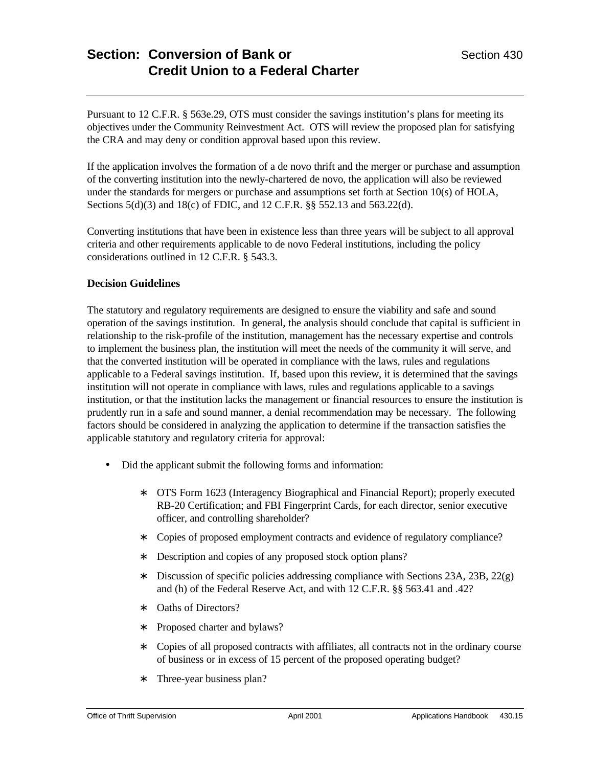Pursuant to 12 C.F.R. § 563e.29, OTS must consider the savings institution's plans for meeting its objectives under the Community Reinvestment Act. OTS will review the proposed plan for satisfying the CRA and may deny or condition approval based upon this review.

If the application involves the formation of a de novo thrift and the merger or purchase and assumption of the converting institution into the newly-chartered de novo, the application will also be reviewed under the standards for mergers or purchase and assumptions set forth at Section 10(s) of HOLA, Sections 5(d)(3) and 18(c) of FDIC, and 12 C.F.R. §§ 552.13 and 563.22(d).

Converting institutions that have been in existence less than three years will be subject to all approval criteria and other requirements applicable to de novo Federal institutions, including the policy considerations outlined in 12 C.F.R. § 543.3.

**Decision Guidelines**

The statutory and regulatory requirements are designed to ensure the viability and safe and sound operation of the savings institution. In general, the analysis should conclude that capital is sufficient in relationship to the risk-profile of the institution, management has the necessary expertise and controls to implement the business plan, the institution will meet the needs of the community it will serve, and that the converted institution will be operated in compliance with the laws, rules and regulations applicable to a Federal savings institution. If, based upon this review, it is determined that the savings institution will not operate in compliance with laws, rules and regulations applicable to a savings institution, or that the institution lacks the management or financial resources to ensure the institution is prudently run in a safe and sound manner, a denial recommendation may be necessary. The following factors should be considered in analyzing the application to determine if the transaction satisfies the applicable statutory and regulatory criteria for approval:

- Did the applicant submit the following forms and information:
  - OTS Form 1623 (Interagency Biographical and Financial Report); properly executed RB-20 Certification; and FBI Fingerprint Cards, for each director, senior executive officer, and controlling shareholder?
  - Copies of proposed employment contracts and evidence of regulatory compliance?
  - Description and copies of any proposed stock option plans?
  - Discussion of specific policies addressing compliance with Sections 23A, 23B, 22(g) and (h) of the Federal Reserve Act, and with 12 C.F.R. §§ 563.41 and .42?
  - Oaths of Directors?
  - Proposed charter and bylaws?
  - Copies of all proposed contracts with affiliates, all contracts not in the ordinary course of business or in excess of 15 percent of the proposed operating budget?
  - Three-year business plan?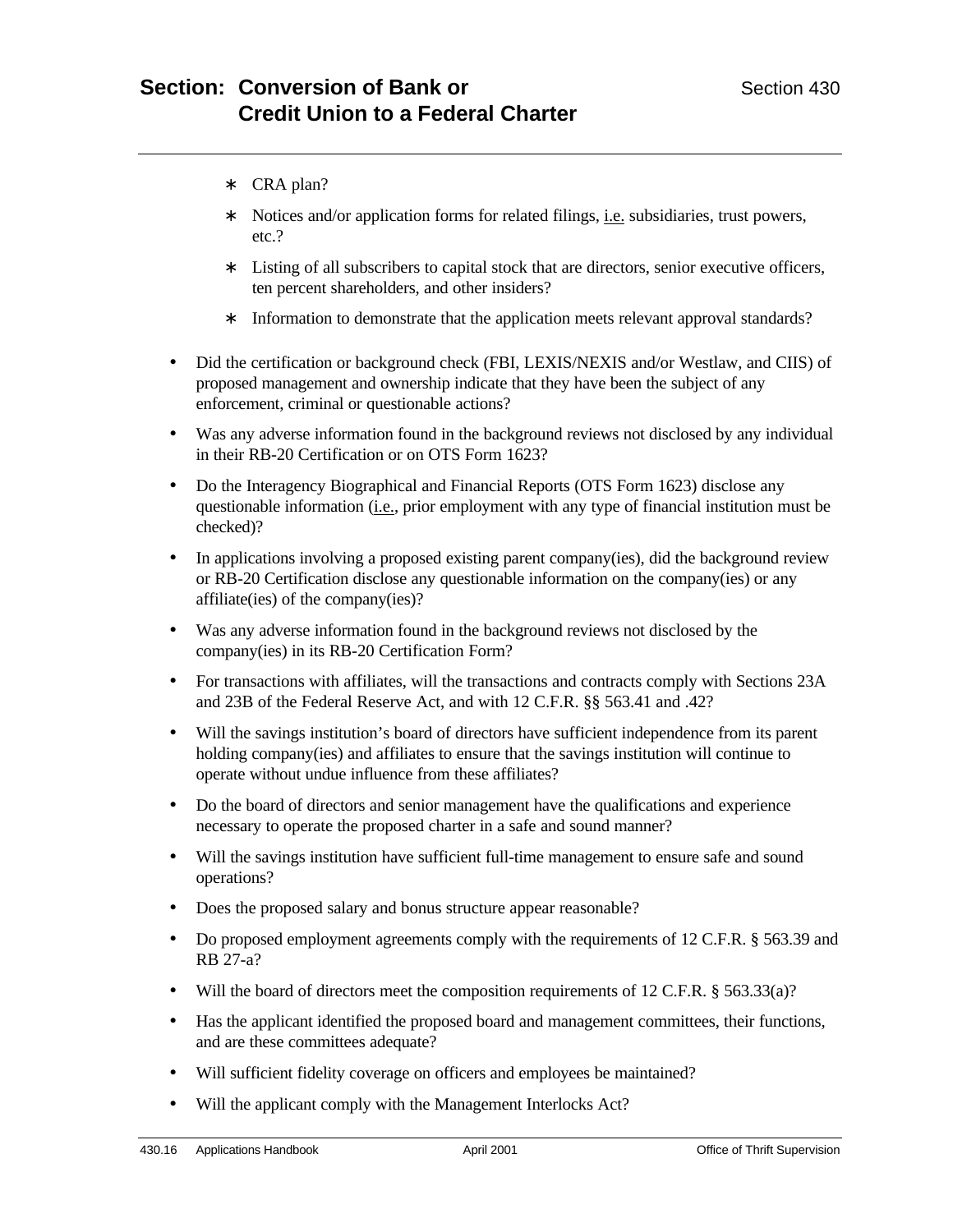- ∗ CRA plan?
- ∗ Notices and/or application forms for related filings, i.e. subsidiaries, trust powers, etc.?
- ∗ Listing of all subscribers to capital stock that are directors, senior executive officers, ten percent shareholders, and other insiders?
- ∗ Information to demonstrate that the application meets relevant approval standards?

- Did the certification or background check (FBI, LEXIS/NEXIS and/or Westlaw, and CIIS) of proposed management and ownership indicate that they have been the subject of any enforcement, criminal or questionable actions?
- Was any adverse information found in the background reviews not disclosed by any individual in their RB-20 Certification or on OTS Form 1623?
- Do the Interagency Biographical and Financial Reports (OTS Form 1623) disclose any questionable information (i.e., prior employment with any type of financial institution must be checked)?
- In applications involving a proposed existing parent company(ies), did the background review or RB-20 Certification disclose any questionable information on the company(ies) or any affiliate(ies) of the company(ies)?
- Was any adverse information found in the background reviews not disclosed by the company(ies) in its RB-20 Certification Form?
- For transactions with affiliates, will the transactions and contracts comply with Sections 23A and 23B of the Federal Reserve Act, and with 12 C.F.R. §§ 563.41 and .42?
- Will the savings institution's board of directors have sufficient independence from its parent holding company(ies) and affiliates to ensure that the savings institution will continue to operate without undue influence from these affiliates?
- Do the board of directors and senior management have the qualifications and experience necessary to operate the proposed charter in a safe and sound manner?
- Will the savings institution have sufficient full-time management to ensure safe and sound operations?
- Does the proposed salary and bonus structure appear reasonable?
- Do proposed employment agreements comply with the requirements of 12 C.F.R. § 563.39 and RB 27-a?
- Will the board of directors meet the composition requirements of 12 C.F.R. § 563.33(a)?
- Has the applicant identified the proposed board and management committees, their functions, and are these committees adequate?
- Will sufficient fidelity coverage on officers and employees be maintained?
- Will the applicant comply with the Management Interlocks Act?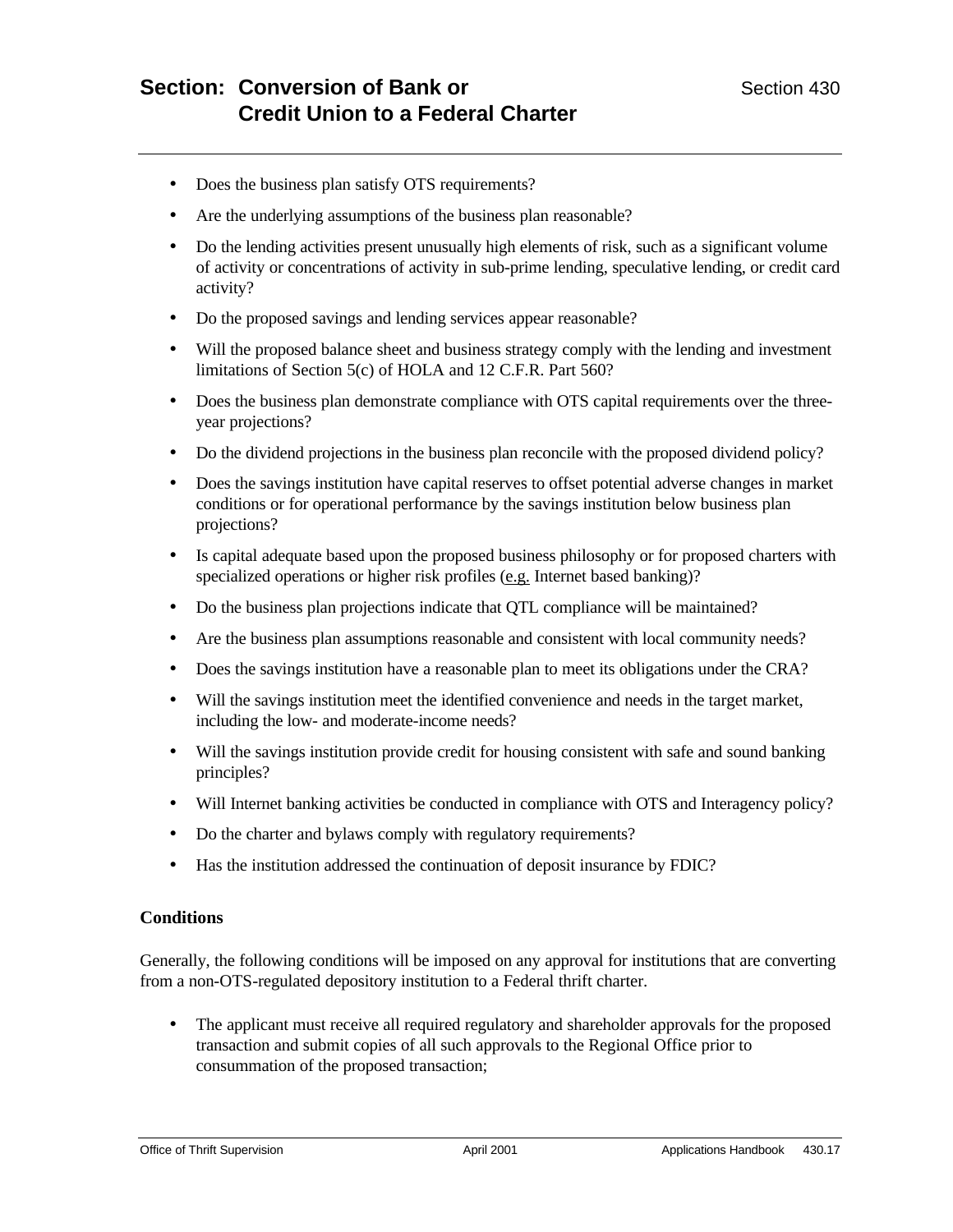- Does the business plan satisfy OTS requirements?
- Are the underlying assumptions of the business plan reasonable?
- Do the lending activities present unusually high elements of risk, such as a significant volume of activity or concentrations of activity in sub-prime lending, speculative lending, or credit card activity?
- Do the proposed savings and lending services appear reasonable?
- Will the proposed balance sheet and business strategy comply with the lending and investment limitations of Section 5(c) of HOLA and 12 C.F.R. Part 560?
- Does the business plan demonstrate compliance with OTS capital requirements over the three-year projections?
- Do the dividend projections in the business plan reconcile with the proposed dividend policy?
- Does the savings institution have capital reserves to offset potential adverse changes in market conditions or for operational performance by the savings institution below business plan projections?
- Is capital adequate based upon the proposed business philosophy or for proposed charters with specialized operations or higher risk profiles (e.g. Internet based banking)?
- Do the business plan projections indicate that QTL compliance will be maintained?
- Are the business plan assumptions reasonable and consistent with local community needs?
- Does the savings institution have a reasonable plan to meet its obligations under the CRA?
- Will the savings institution meet the identified convenience and needs in the target market, including the low- and moderate-income needs?
- Will the savings institution provide credit for housing consistent with safe and sound banking principles?
- Will Internet banking activities be conducted in compliance with OTS and Interagency policy?
- Do the charter and bylaws comply with regulatory requirements?
- Has the institution addressed the continuation of deposit insurance by FDIC?

**Conditions**

Generally, the following conditions will be imposed on any approval for institutions that are converting from a non-OTS-regulated depository institution to a Federal thrift charter.

- The applicant must receive all required regulatory and shareholder approvals for the proposed transaction and submit copies of all such approvals to the Regional Office prior to consummation of the proposed transaction;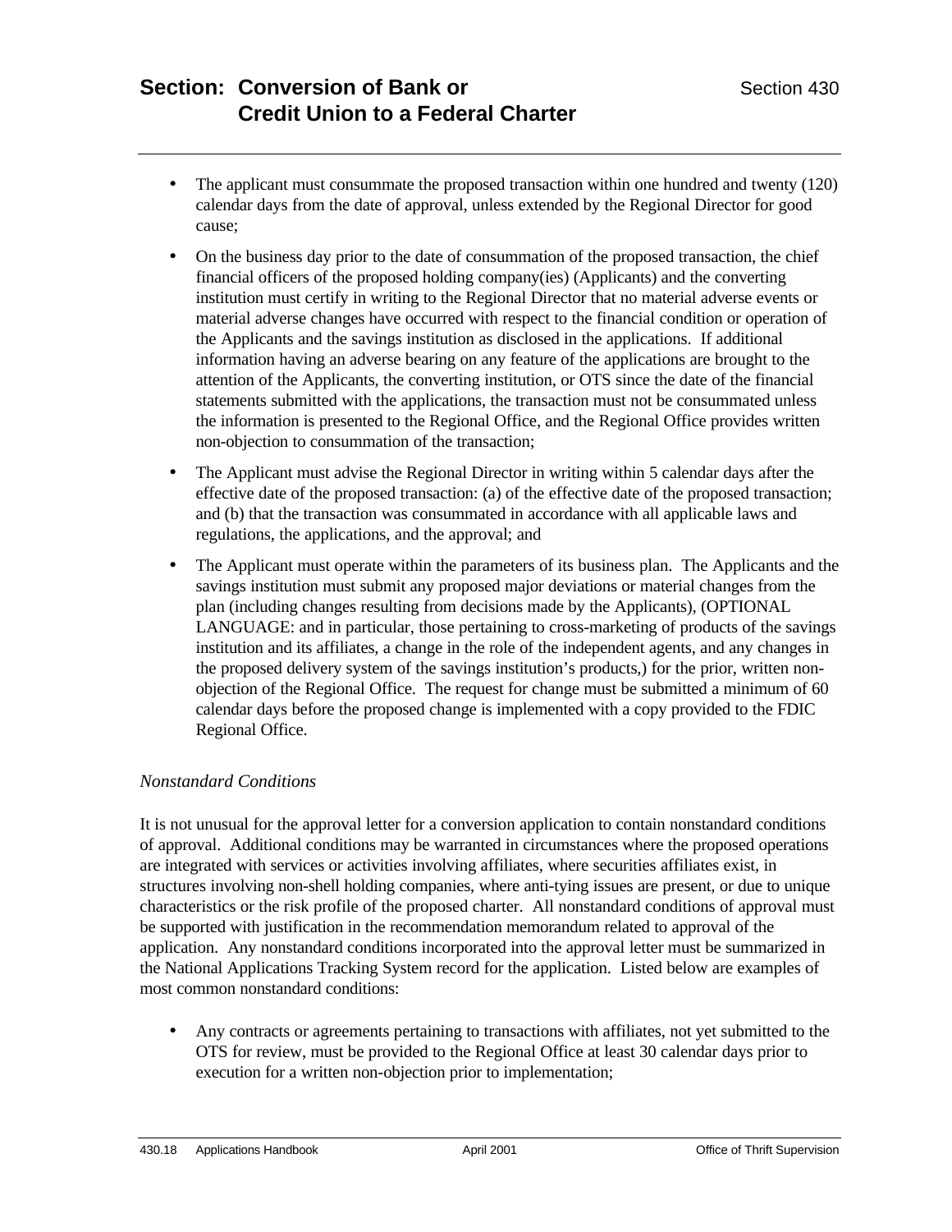- The applicant must consummate the proposed transaction within one hundred and twenty (120) calendar days from the date of approval, unless extended by the Regional Director for good cause;
- On the business day prior to the date of consummation of the proposed transaction, the chief financial officers of the proposed holding company(ies) (Applicants) and the converting institution must certify in writing to the Regional Director that no material adverse events or material adverse changes have occurred with respect to the financial condition or operation of the Applicants and the savings institution as disclosed in the applications. If additional information having an adverse bearing on any feature of the applications are brought to the attention of the Applicants, the converting institution, or OTS since the date of the financial statements submitted with the applications, the transaction must not be consummated unless the information is presented to the Regional Office, and the Regional Office provides written non-objection to consummation of the transaction;
- The Applicant must advise the Regional Director in writing within 5 calendar days after the effective date of the proposed transaction: (a) of the effective date of the proposed transaction; and (b) that the transaction was consummated in accordance with all applicable laws and regulations, the applications, and the approval; and
- The Applicant must operate within the parameters of its business plan. The Applicants and the savings institution must submit any proposed major deviations or material changes from the plan (including changes resulting from decisions made by the Applicants), (OPTIONAL LANGUAGE: and in particular, those pertaining to cross-marketing of products of the savings institution and its affiliates, a change in the role of the independent agents, and any changes in the proposed delivery system of the savings institution's products,) for the prior, written non-objection of the Regional Office. The request for change must be submitted a minimum of 60 calendar days before the proposed change is implemented with a copy provided to the FDIC Regional Office.

*Nonstandard Conditions*

It is not unusual for the approval letter for a conversion application to contain nonstandard conditions of approval. Additional conditions may be warranted in circumstances where the proposed operations are integrated with services or activities involving affiliates, where securities affiliates exist, in structures involving non-shell holding companies, where anti-tying issues are present, or due to unique characteristics or the risk profile of the proposed charter. All nonstandard conditions of approval must be supported with justification in the recommendation memorandum related to approval of the application. Any nonstandard conditions incorporated into the approval letter must be summarized in the National Applications Tracking System record for the application. Listed below are examples of most common nonstandard conditions:

- Any contracts or agreements pertaining to transactions with affiliates, not yet submitted to the OTS for review, must be provided to the Regional Office at least 30 calendar days prior to execution for a written non-objection prior to implementation;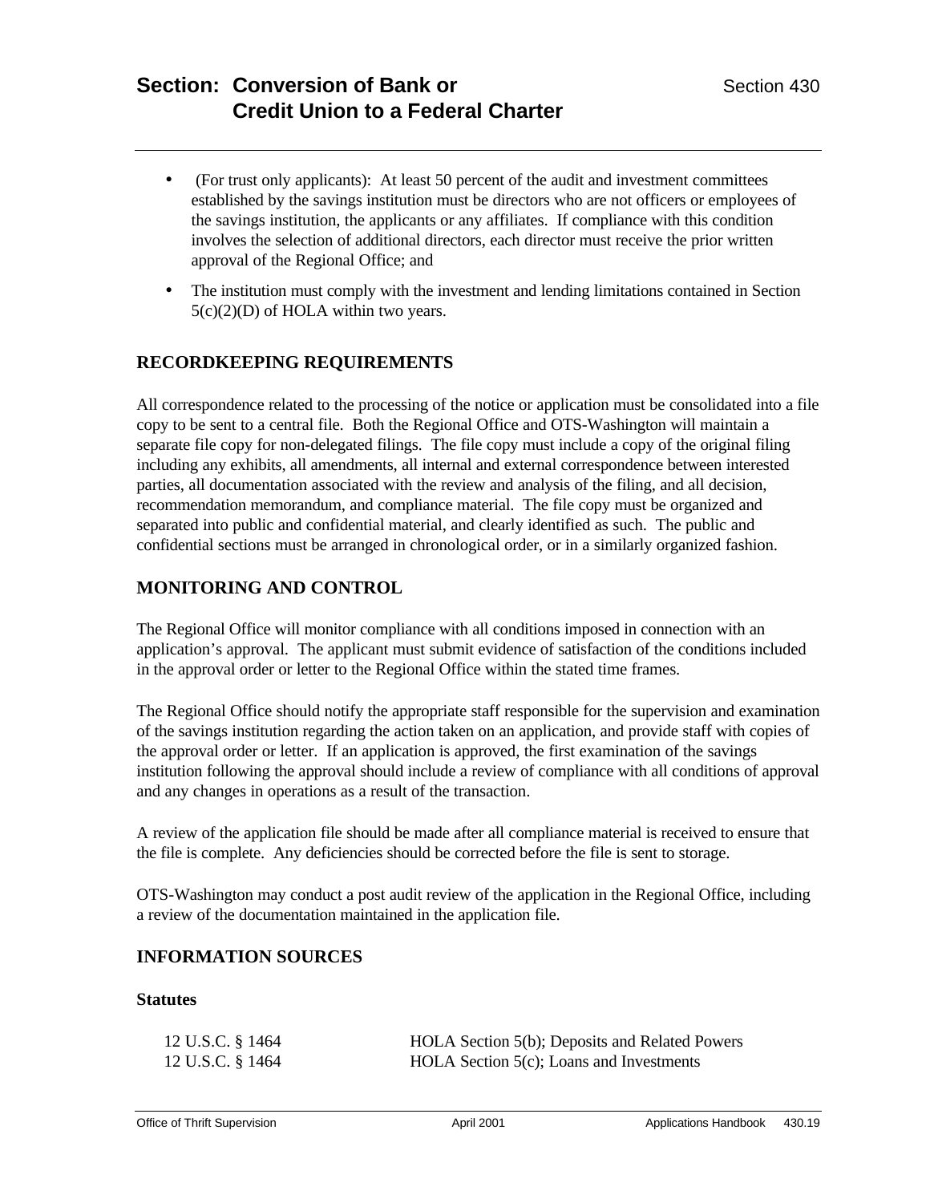- (For trust only applicants): At least 50 percent of the audit and investment committees established by the savings institution must be directors who are not officers or employees of the savings institution, the applicants or any affiliates. If compliance with this condition involves the selection of additional directors, each director must receive the prior written approval of the Regional Office; and
- The institution must comply with the investment and lending limitations contained in Section 5(c)(2)(D) of HOLA within two years.

## RECORDKEEPING REQUIREMENTS

All correspondence related to the processing of the notice or application must be consolidated into a file copy to be sent to a central file. Both the Regional Office and OTS-Washington will maintain a separate file copy for non-delegated filings. The file copy must include a copy of the original filing including any exhibits, all amendments, all internal and external correspondence between interested parties, all documentation associated with the review and analysis of the filing, and all decision, recommendation memorandum, and compliance material. The file copy must be organized and separated into public and confidential material, and clearly identified as such. The public and confidential sections must be arranged in chronological order, or in a similarly organized fashion.

## MONITORING AND CONTROL

The Regional Office will monitor compliance with all conditions imposed in connection with an application's approval. The applicant must submit evidence of satisfaction of the conditions included in the approval order or letter to the Regional Office within the stated time frames.

The Regional Office should notify the appropriate staff responsible for the supervision and examination of the savings institution regarding the action taken on an application, and provide staff with copies of the approval order or letter. If an application is approved, the first examination of the savings institution following the approval should include a review of compliance with all conditions of approval and any changes in operations as a result of the transaction.

A review of the application file should be made after all compliance material is received to ensure that the file is complete. Any deficiencies should be corrected before the file is sent to storage.

OTS-Washington may conduct a post audit review of the application in the Regional Office, including a review of the documentation maintained in the application file.

## INFORMATION SOURCES

### Statutes

| | |
|---|---|
| 12 U.S.C. § 1464 | HOLA Section 5(b); Deposits and Related Powers |
| 12 U.S.C. § 1464 | HOLA Section 5(c); Loans and Investments |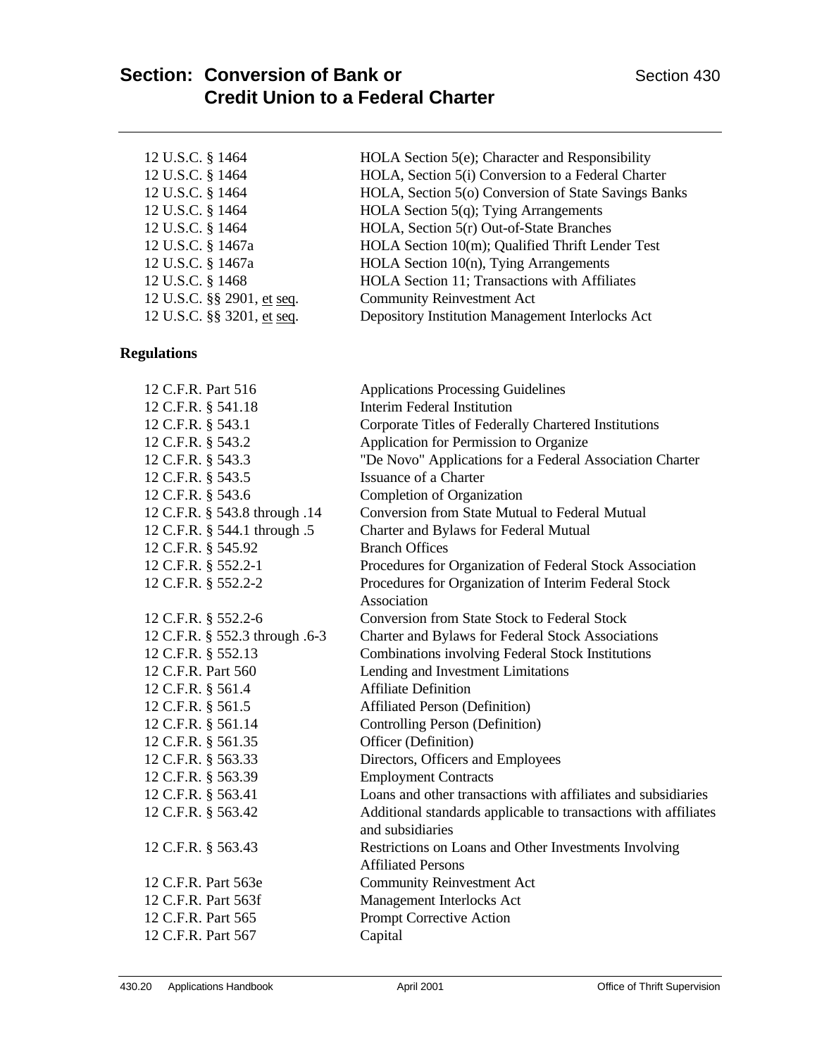| | |
|---|---|
| 12 U.S.C. § 1464 | HOLA Section 5(e); Character and Responsibility |
| 12 U.S.C. § 1464 | HOLA, Section 5(i) Conversion to a Federal Charter |
| 12 U.S.C. § 1464 | HOLA, Section 5(o) Conversion of State Savings Banks |
| 12 U.S.C. § 1464 | HOLA Section 5(q); Tying Arrangements |
| 12 U.S.C. § 1464 | HOLA, Section 5(r) Out-of-State Branches |
| 12 U.S.C. § 1467a | HOLA Section 10(m); Qualified Thrift Lender Test |
| 12 U.S.C. § 1467a | HOLA Section 10(n), Tying Arrangements |
| 12 U.S.C. § 1468 | HOLA Section 11; Transactions with Affiliates |
| 12 U.S.C. §§ 2901, et seq. | Community Reinvestment Act |
| 12 U.S.C. §§ 3201, et seq. | Depository Institution Management Interlocks Act |

**Regulations**

| | |
|---|---|
| 12 C.F.R. Part 516 | Applications Processing Guidelines |
| 12 C.F.R. § 541.18 | Interim Federal Institution |
| 12 C.F.R. § 543.1 | Corporate Titles of Federally Chartered Institutions |
| 12 C.F.R. § 543.2 | Application for Permission to Organize |
| 12 C.F.R. § 543.3 | "De Novo" Applications for a Federal Association Charter |
| 12 C.F.R. § 543.5 | Issuance of a Charter |
| 12 C.F.R. § 543.6 | Completion of Organization |
| 12 C.F.R. § 543.8 through .14 | Conversion from State Mutual to Federal Mutual |
| 12 C.F.R. § 544.1 through .5 | Charter and Bylaws for Federal Mutual |
| 12 C.F.R. § 545.92 | Branch Offices |
| 12 C.F.R. § 552.2-1 | Procedures for Organization of Federal Stock Association |
| 12 C.F.R. § 552.2-2 | Procedures for Organization of Interim Federal Stock Association |
| 12 C.F.R. § 552.2-6 | Conversion from State Stock to Federal Stock |
| 12 C.F.R. § 552.3 through .6-3 | Charter and Bylaws for Federal Stock Associations |
| 12 C.F.R. § 552.13 | Combinations involving Federal Stock Institutions |
| 12 C.F.R. Part 560 | Lending and Investment Limitations |
| 12 C.F.R. § 561.4 | Affiliate Definition |
| 12 C.F.R. § 561.5 | Affiliated Person (Definition) |
| 12 C.F.R. § 561.14 | Controlling Person (Definition) |
| 12 C.F.R. § 561.35 | Officer (Definition) |
| 12 C.F.R. § 563.33 | Directors, Officers and Employees |
| 12 C.F.R. § 563.39 | Employment Contracts |
| 12 C.F.R. § 563.41 | Loans and other transactions with affiliates and subsidiaries |
| 12 C.F.R. § 563.42 | Additional standards applicable to transactions with affiliates and subsidiaries |
| 12 C.F.R. § 563.43 | Restrictions on Loans and Other Investments Involving Affiliated Persons |
| 12 C.F.R. Part 563e | Community Reinvestment Act |
| 12 C.F.R. Part 563f | Management Interlocks Act |
| 12 C.F.R. Part 565 | Prompt Corrective Action |
| 12 C.F.R. Part 567 | Capital |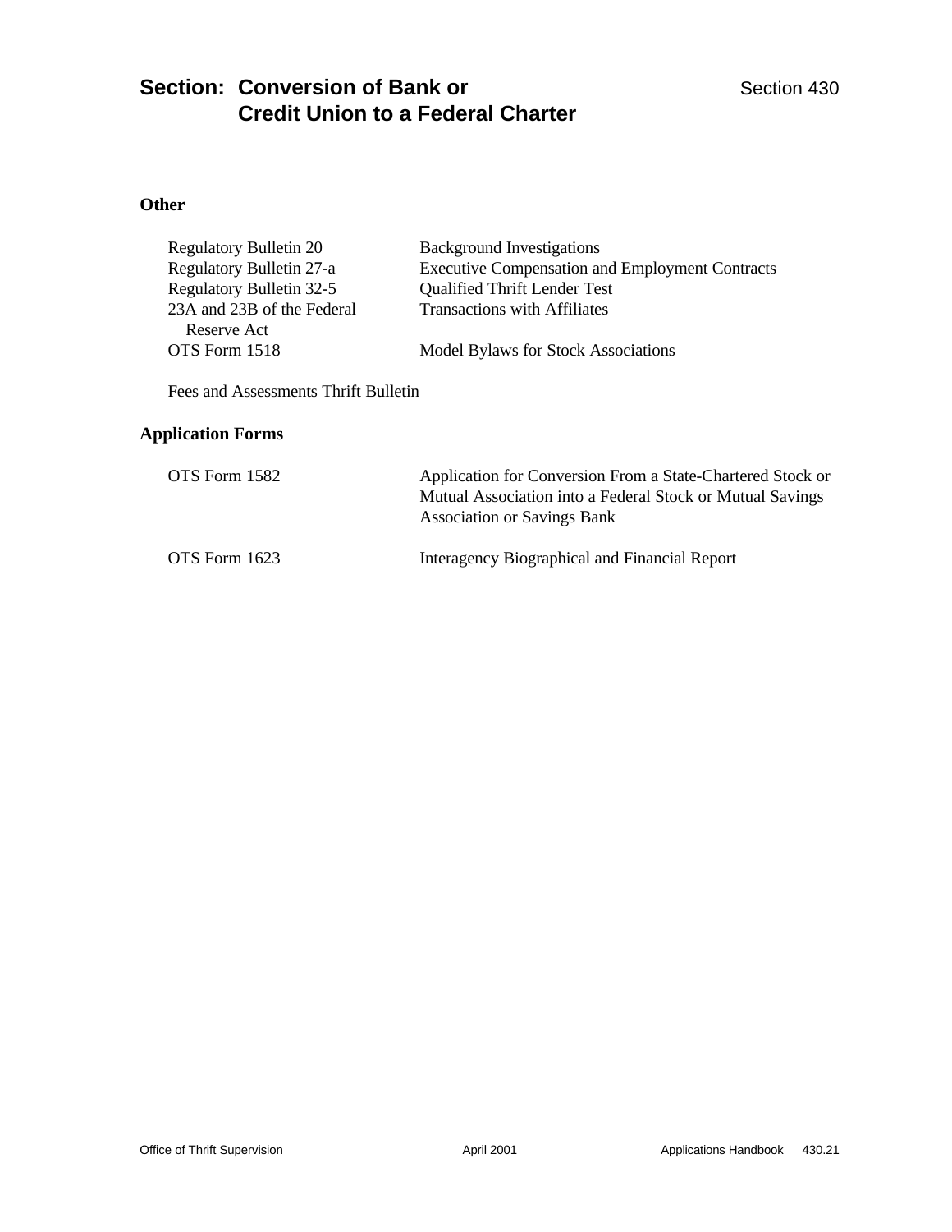### Other

| | |
|---|---|
| Regulatory Bulletin 20 | Background Investigations |
| Regulatory Bulletin 27-a | Executive Compensation and Employment Contracts |
| Regulatory Bulletin 32-5 | Qualified Thrift Lender Test |
| 23A and 23B of the Federal Reserve Act | Transactions with Affiliates |
| OTS Form 1518 | Model Bylaws for Stock Associations |

Fees and Assessments Thrift Bulletin

### Application Forms

| | |
|---|---|
| OTS Form 1582 | Application for Conversion From a State-Chartered Stock or Mutual Association into a Federal Stock or Mutual Savings Association or Savings Bank |
| OTS Form 1623 | Interagency Biographical and Financial Report |